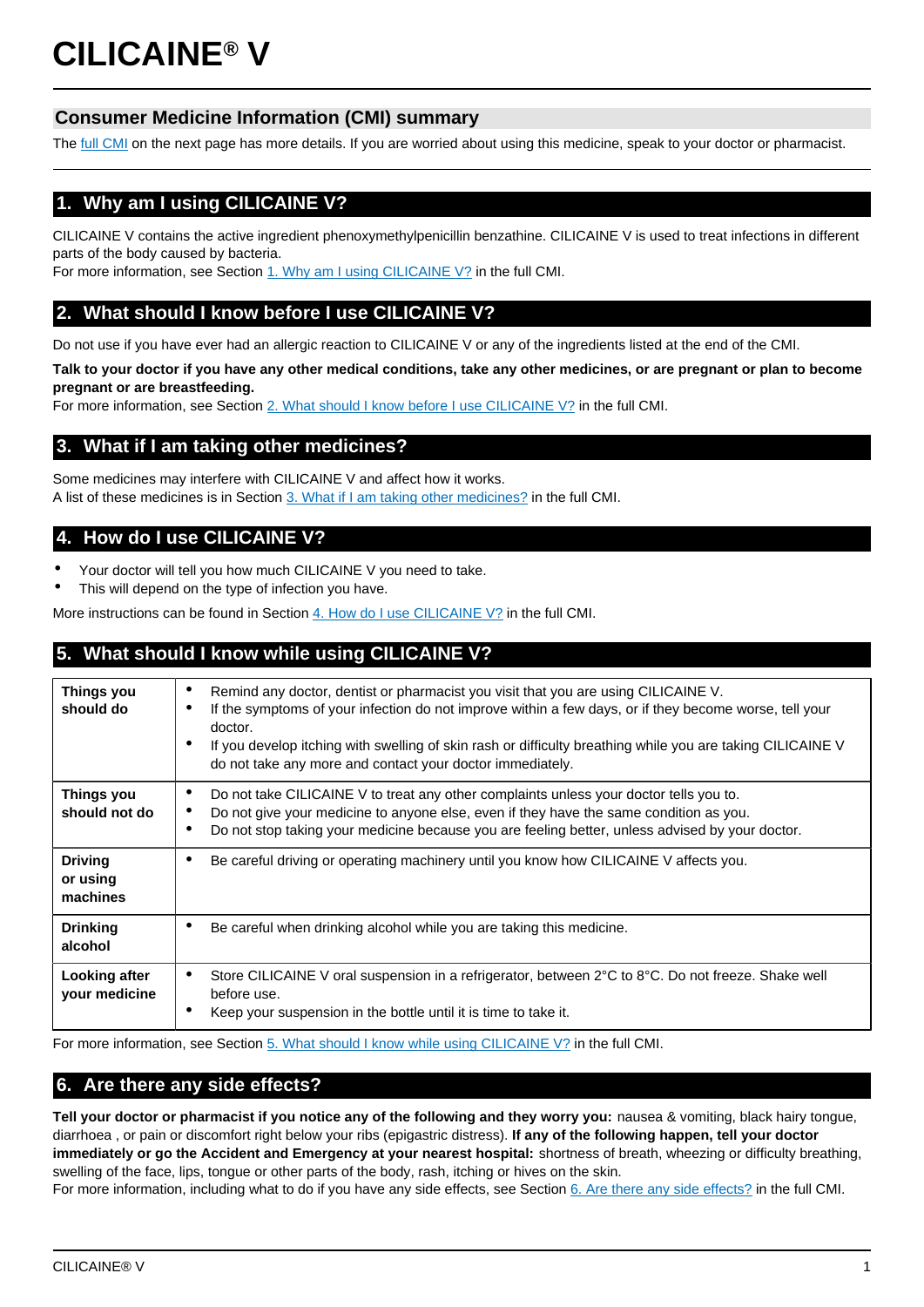# CILICAINE® V

## Consumer Medicine Information (CMI) summary

The full CMI on the next page has more details. If you are worried about using this medicine, speak to your doctor or pharmacist.

## 1. Why am I using CILICAINE V?

CILICAINE V contains the active ingredient phenoxymethylpenicillin benzathine. CILICAINE V is used to treat infections in different parts of the body caused by bacteria.
For more information, see Section 1. Why am I using CILICAINE V? in the full CMI.

## 2. What should I know before I use CILICAINE V?

Do not use if you have ever had an allergic reaction to CILICAINE V or any of the ingredients listed at the end of the CMI.

**Talk to your doctor if you have any other medical conditions, take any other medicines, or are pregnant or plan to become pregnant or are breastfeeding.**
For more information, see Section 2. What should I know before I use CILICAINE V? in the full CMI.

## 3. What if I am taking other medicines?

Some medicines may interfere with CILICAINE V and affect how it works.
A list of these medicines is in Section 3. What if I am taking other medicines? in the full CMI.

## 4. How do I use CILICAINE V?

- Your doctor will tell you how much CILICAINE V you need to take.
- This will depend on the type of infection you have.

More instructions can be found in Section 4. How do I use CILICAINE V? in the full CMI.

## 5. What should I know while using CILICAINE V?

| | |
|---|---|
| **Things you should do** | • Remind any doctor, dentist or pharmacist you visit that you are using CILICAINE V.<br>• If the symptoms of your infection do not improve within a few days, or if they become worse, tell your doctor.<br>• If you develop itching with swelling of skin rash or difficulty breathing while you are taking CILICAINE V do not take any more and contact your doctor immediately. |
| **Things you should not do** | • Do not take CILICAINE V to treat any other complaints unless your doctor tells you to.<br>• Do not give your medicine to anyone else, even if they have the same condition as you.<br>• Do not stop taking your medicine because you are feeling better, unless advised by your doctor. |
| **Driving or using machines** | • Be careful driving or operating machinery until you know how CILICAINE V affects you. |
| **Drinking alcohol** | • Be careful when drinking alcohol while you are taking this medicine. |
| **Looking after your medicine** | • Store CILICAINE V oral suspension in a refrigerator, between 2°C to 8°C. Do not freeze. Shake well before use.<br>• Keep your suspension in the bottle until it is time to take it. |

For more information, see Section 5. What should I know while using CILICAINE V? in the full CMI.

## 6. Are there any side effects?

**Tell your doctor or pharmacist if you notice any of the following and they worry you:** nausea & vomiting, black hairy tongue, diarrhoea , or pain or discomfort right below your ribs (epigastric distress). **If any of the following happen, tell your doctor immediately or go the Accident and Emergency at your nearest hospital:** shortness of breath, wheezing or difficulty breathing, swelling of the face, lips, tongue or other parts of the body, rash, itching or hives on the skin.
For more information, including what to do if you have any side effects, see Section 6. Are there any side effects? in the full CMI.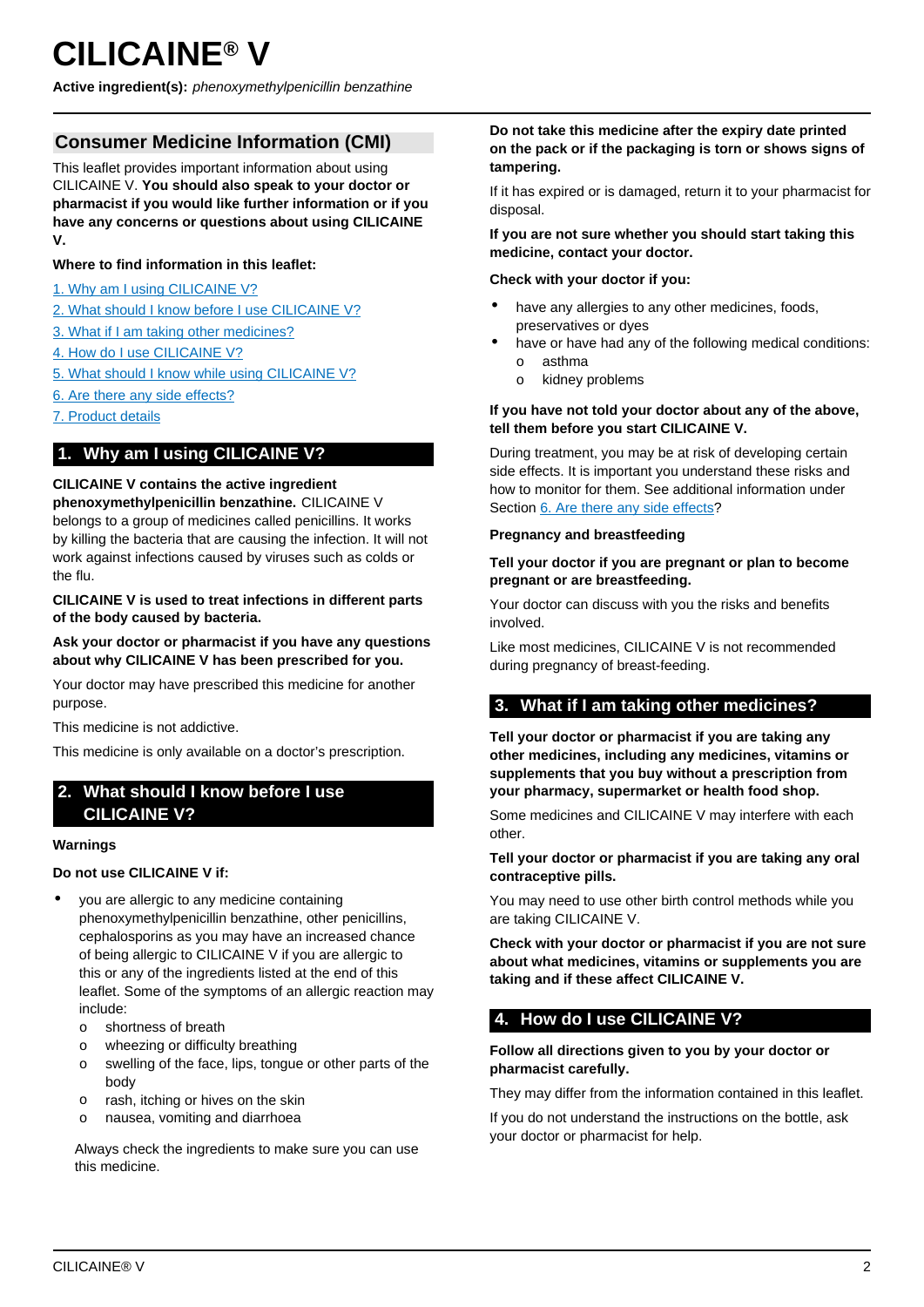# CILICAINE® V

**Active ingredient(s):** *phenoxymethylpenicillin benzathine*

## Consumer Medicine Information (CMI)

This leaflet provides important information about using CILICAINE V. **You should also speak to your doctor or pharmacist if you would like further information or if you have any concerns or questions about using CILICAINE V.**

**Where to find information in this leaflet:**

1. Why am I using CILICAINE V?
2. What should I know before I use CILICAINE V?
3. What if I am taking other medicines?
4. How do I use CILICAINE V?
5. What should I know while using CILICAINE V?
6. Are there any side effects?
7. Product details

## 1. Why am I using CILICAINE V?

**CILICAINE V contains the active ingredient phenoxymethylpenicillin benzathine.** CILICAINE V belongs to a group of medicines called penicillins. It works by killing the bacteria that are causing the infection. It will not work against infections caused by viruses such as colds or the flu.

**CILICAINE V is used to treat infections in different parts of the body caused by bacteria.**

**Ask your doctor or pharmacist if you have any questions about why CILICAINE V has been prescribed for you.**

Your doctor may have prescribed this medicine for another purpose.

This medicine is not addictive.

This medicine is only available on a doctor's prescription.

## 2. What should I know before I use CILICAINE V?

**Warnings**

**Do not use CILICAINE V if:**

- you are allergic to any medicine containing phenoxymethylpenicillin benzathine, other penicillins, cephalosporins as you may have an increased chance of being allergic to CILICAINE V if you are allergic to this or any of the ingredients listed at the end of this leaflet. Some of the symptoms of an allergic reaction may include:
  - shortness of breath
  - wheezing or difficulty breathing
  - swelling of the face, lips, tongue or other parts of the body
  - rash, itching or hives on the skin
  - nausea, vomiting and diarrhoea

  Always check the ingredients to make sure you can use this medicine.

**Do not take this medicine after the expiry date printed on the pack or if the packaging is torn or shows signs of tampering.**

If it has expired or is damaged, return it to your pharmacist for disposal.

**If you are not sure whether you should start taking this medicine, contact your doctor.**

**Check with your doctor if you:**

- have any allergies to any other medicines, foods, preservatives or dyes
- have or have had any of the following medical conditions:
  - asthma
  - kidney problems

**If you have not told your doctor about any of the above, tell them before you start CILICAINE V.**

During treatment, you may be at risk of developing certain side effects. It is important you understand these risks and how to monitor for them. See additional information under Section 6. Are there any side effects?

**Pregnancy and breastfeeding**

**Tell your doctor if you are pregnant or plan to become pregnant or are breastfeeding.**

Your doctor can discuss with you the risks and benefits involved.

Like most medicines, CILICAINE V is not recommended during pregnancy of breast-feeding.

## 3. What if I am taking other medicines?

**Tell your doctor or pharmacist if you are taking any other medicines, including any medicines, vitamins or supplements that you buy without a prescription from your pharmacy, supermarket or health food shop.**

Some medicines and CILICAINE V may interfere with each other.

**Tell your doctor or pharmacist if you are taking any oral contraceptive pills.**

You may need to use other birth control methods while you are taking CILICAINE V.

**Check with your doctor or pharmacist if you are not sure about what medicines, vitamins or supplements you are taking and if these affect CILICAINE V.**

## 4. How do I use CILICAINE V?

**Follow all directions given to you by your doctor or pharmacist carefully.**

They may differ from the information contained in this leaflet.

If you do not understand the instructions on the bottle, ask your doctor or pharmacist for help.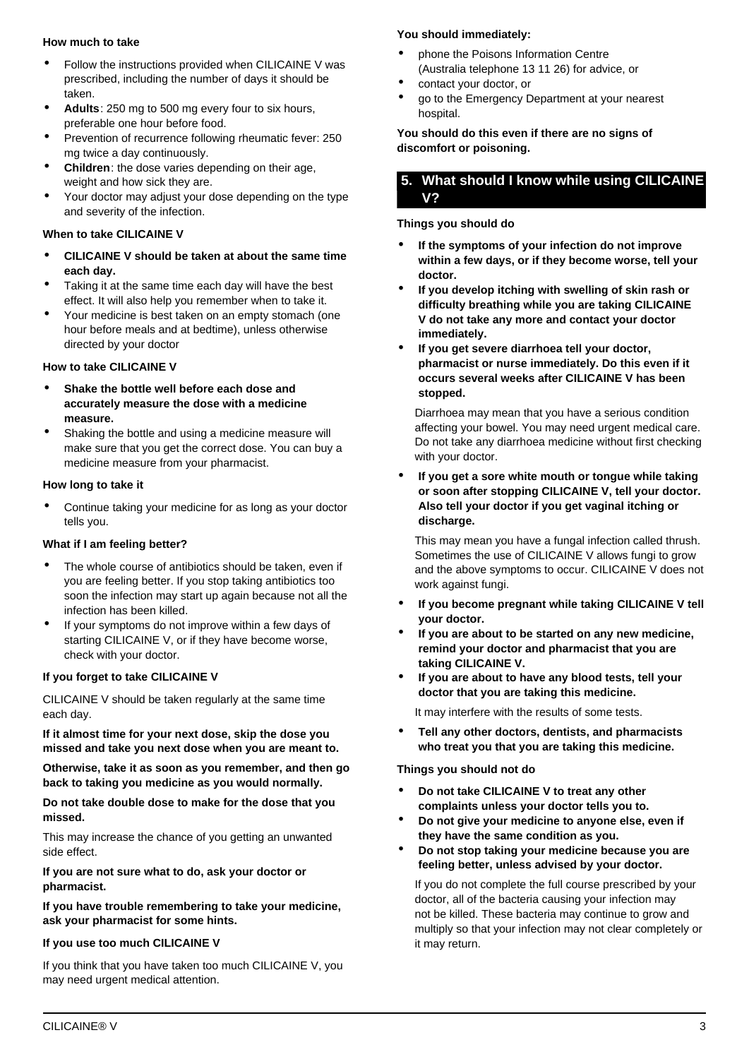**How much to take**

- Follow the instructions provided when CILICAINE V was prescribed, including the number of days it should be taken.
- **Adults**: 250 mg to 500 mg every four to six hours, preferable one hour before food.
- Prevention of recurrence following rheumatic fever: 250 mg twice a day continuously.
- **Children**: the dose varies depending on their age, weight and how sick they are.
- Your doctor may adjust your dose depending on the type and severity of the infection.

**When to take CILICAINE V**

- **CILICAINE V should be taken at about the same time each day.**
- Taking it at the same time each day will have the best effect. It will also help you remember when to take it.
- Your medicine is best taken on an empty stomach (one hour before meals and at bedtime), unless otherwise directed by your doctor

**How to take CILICAINE V**

- **Shake the bottle well before each dose and accurately measure the dose with a medicine measure.**
- Shaking the bottle and using a medicine measure will make sure that you get the correct dose. You can buy a medicine measure from your pharmacist.

**How long to take it**

- Continue taking your medicine for as long as your doctor tells you.

**What if I am feeling better?**

- The whole course of antibiotics should be taken, even if you are feeling better. If you stop taking antibiotics too soon the infection may start up again because not all the infection has been killed.
- If your symptoms do not improve within a few days of starting CILICAINE V, or if they have become worse, check with your doctor.

**If you forget to take CILICAINE V**

CILICAINE V should be taken regularly at the same time each day.

**If it almost time for your next dose, skip the dose you missed and take you next dose when you are meant to.**

**Otherwise, take it as soon as you remember, and then go back to taking you medicine as you would normally.**

**Do not take double dose to make for the dose that you missed.**

This may increase the chance of you getting an unwanted side effect.

**If you are not sure what to do, ask your doctor or pharmacist.**

**If you have trouble remembering to take your medicine, ask your pharmacist for some hints.**

**If you use too much CILICAINE V**

If you think that you have taken too much CILICAINE V, you may need urgent medical attention.

**You should immediately:**

- phone the Poisons Information Centre (Australia telephone 13 11 26) for advice, or
- contact your doctor, or
- go to the Emergency Department at your nearest hospital.

**You should do this even if there are no signs of discomfort or poisoning.**

## 5. What should I know while using CILICAINE V?

**Things you should do**

- **If the symptoms of your infection do not improve within a few days, or if they become worse, tell your doctor.**
- **If you develop itching with swelling of skin rash or difficulty breathing while you are taking CILICAINE V do not take any more and contact your doctor immediately.**
- **If you get severe diarrhoea tell your doctor, pharmacist or nurse immediately. Do this even if it occurs several weeks after CILICAINE V has been stopped.**

  Diarrhoea may mean that you have a serious condition affecting your bowel. You may need urgent medical care. Do not take any diarrhoea medicine without first checking with your doctor.

- **If you get a sore white mouth or tongue while taking or soon after stopping CILICAINE V, tell your doctor. Also tell your doctor if you get vaginal itching or discharge.**

  This may mean you have a fungal infection called thrush. Sometimes the use of CILICAINE V allows fungi to grow and the above symptoms to occur. CILICAINE V does not work against fungi.

- **If you become pregnant while taking CILICAINE V tell your doctor.**
- **If you are about to be started on any new medicine, remind your doctor and pharmacist that you are taking CILICAINE V.**
- **If you are about to have any blood tests, tell your doctor that you are taking this medicine.**

  It may interfere with the results of some tests.

- **Tell any other doctors, dentists, and pharmacists who treat you that you are taking this medicine.**

**Things you should not do**

- **Do not take CILICAINE V to treat any other complaints unless your doctor tells you to.**
- **Do not give your medicine to anyone else, even if they have the same condition as you.**
- **Do not stop taking your medicine because you are feeling better, unless advised by your doctor.**

  If you do not complete the full course prescribed by your doctor, all of the bacteria causing your infection may not be killed. These bacteria may continue to grow and multiply so that your infection may not clear completely or it may return.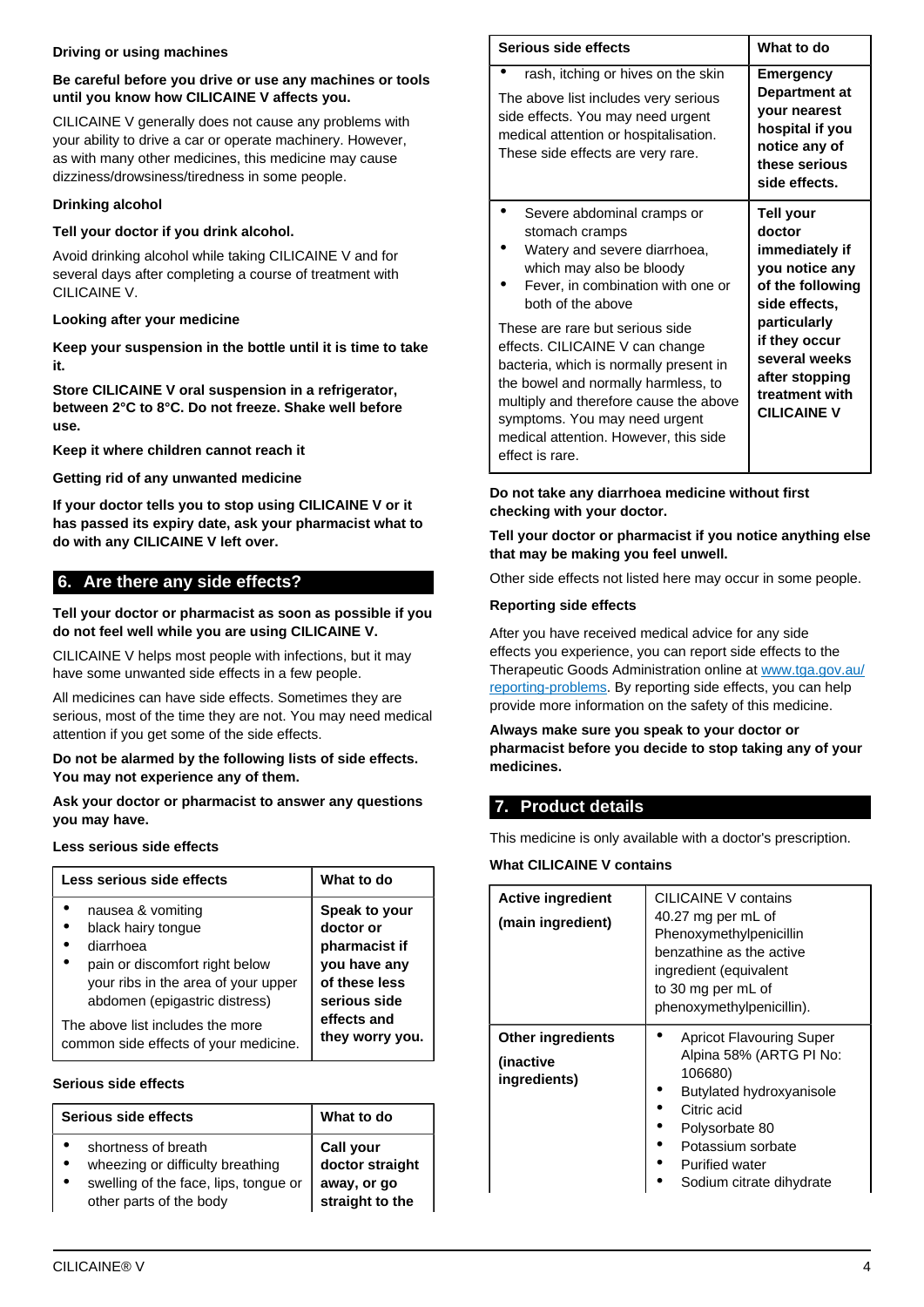**Driving or using machines**

**Be careful before you drive or use any machines or tools until you know how CILICAINE V affects you.**

CILICAINE V generally does not cause any problems with your ability to drive a car or operate machinery. However, as with many other medicines, this medicine may cause dizziness/drowsiness/tiredness in some people.

**Drinking alcohol**

**Tell your doctor if you drink alcohol.**

Avoid drinking alcohol while taking CILICAINE V and for several days after completing a course of treatment with CILICAINE V.

**Looking after your medicine**

**Keep your suspension in the bottle until it is time to take it.**

**Store CILICAINE V oral suspension in a refrigerator, between 2°C to 8°C. Do not freeze. Shake well before use.**

**Keep it where children cannot reach it**

**Getting rid of any unwanted medicine**

**If your doctor tells you to stop using CILICAINE V or it has passed its expiry date, ask your pharmacist what to do with any CILICAINE V left over.**

## 6. Are there any side effects?

**Tell your doctor or pharmacist as soon as possible if you do not feel well while you are using CILICAINE V.**

CILICAINE V helps most people with infections, but it may have some unwanted side effects in a few people.

All medicines can have side effects. Sometimes they are serious, most of the time they are not. You may need medical attention if you get some of the side effects.

**Do not be alarmed by the following lists of side effects. You may not experience any of them.**

**Ask your doctor or pharmacist to answer any questions you may have.**

**Less serious side effects**

| Less serious side effects | What to do |
|---|---|
| • nausea & vomiting<br>• black hairy tongue<br>• diarrhoea<br>• pain or discomfort right below your ribs in the area of your upper abdomen (epigastric distress)<br><br>The above list includes the more common side effects of your medicine. | **Speak to your doctor or pharmacist if you have any of these less serious side effects and they worry you.** |

**Serious side effects**

| Serious side effects | What to do |
|---|---|
| • shortness of breath<br>• wheezing or difficulty breathing<br>• swelling of the face, lips, tongue or other parts of the body<br>• rash, itching or hives on the skin<br><br>The above list includes very serious side effects. You may need urgent medical attention or hospitalisation. These side effects are very rare. | **Call your doctor straight away, or go straight to the Emergency Department at your nearest hospital if you notice any of these side effects.** |
| • Severe abdominal cramps or stomach cramps<br>• Watery and severe diarrhoea, which may also be bloody<br>• Fever, in combination with one or both of the above<br><br>These are rare but serious side effects. CILICAINE V can change bacteria, which is normally present in the bowel and normally harmless, to multiply and therefore cause the above symptoms. You may need urgent medical attention. However, this side effect is rare. | **Tell your doctor immediately if you notice any of the following side effects, particularly if they occur several weeks after stopping treatment with CILICAINE V** |

**Do not take any diarrhoea medicine without first checking with your doctor.**

**Tell your doctor or pharmacist if you notice anything else that may be making you feel unwell.**

Other side effects not listed here may occur in some people.

**Reporting side effects**

After you have received medical advice for any side effects you experience, you can report side effects to the Therapeutic Goods Administration online at [www.tga.gov.au/reporting-problems](www.tga.gov.au/reporting-problems). By reporting side effects, you can help provide more information on the safety of this medicine.

**Always make sure you speak to your doctor or pharmacist before you decide to stop taking any of your medicines.**

## 7. Product details

This medicine is only available with a doctor's prescription.

**What CILICAINE V contains**

| | |
|---|---|
| **Active ingredient (main ingredient)** | CILICAINE V contains 40.27 mg per mL of Phenoxymethylpenicillin benzathine as the active ingredient (equivalent to 30 mg per mL of phenoxymethylpenicillin). |
| **Other ingredients (inactive ingredients)** | • Apricot Flavouring Super Alpina 58% (ARTG PI No: 106680)<br>• Butylated hydroxyanisole<br>• Citric acid<br>• Polysorbate 80<br>• Potassium sorbate<br>• Purified water<br>• Sodium citrate dihydrate |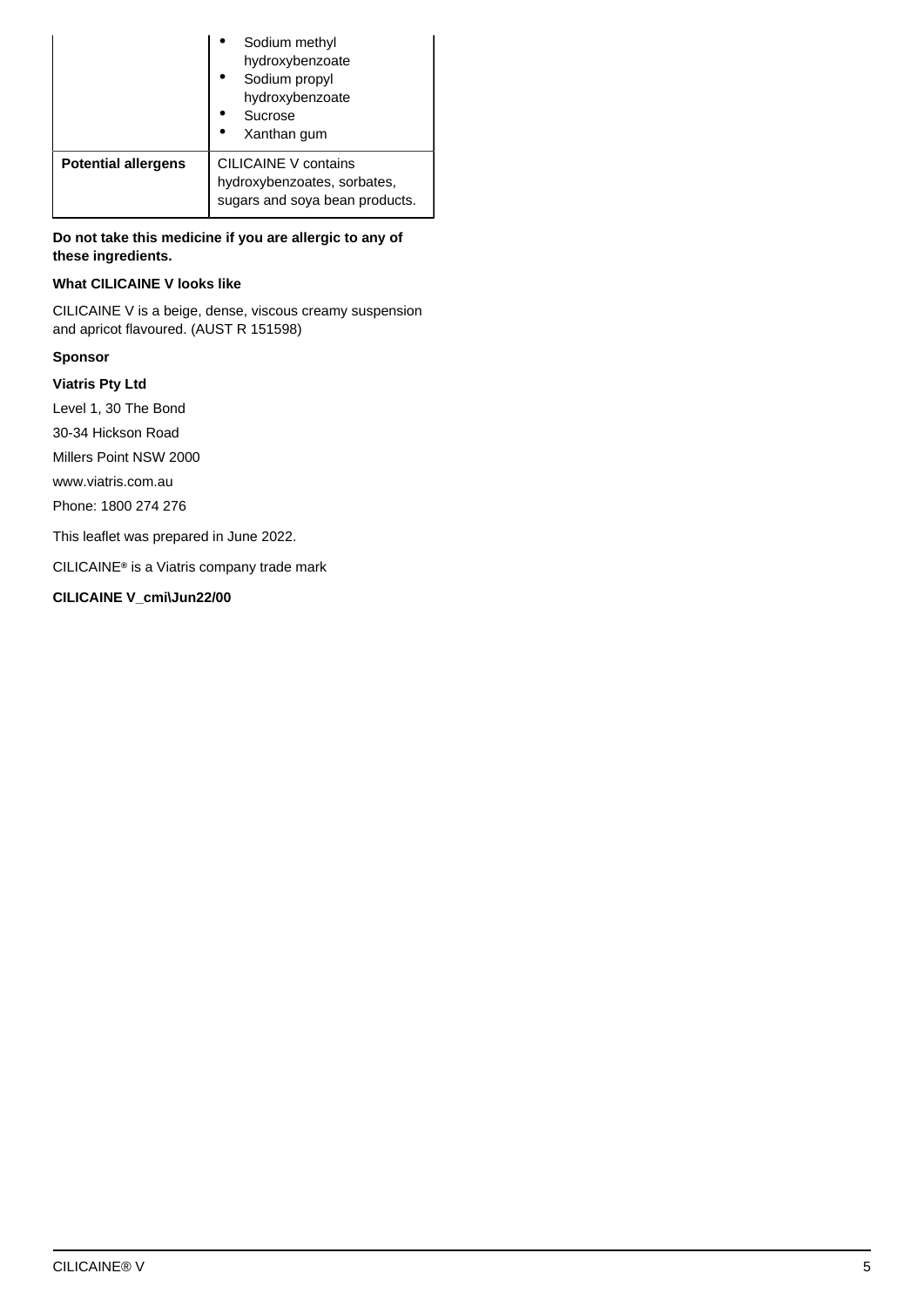| | |
|---|---|
| | • Sodium methyl hydroxybenzoate<br>• Sodium propyl hydroxybenzoate<br>• Sucrose<br>• Xanthan gum |
| **Potential allergens** | CILICAINE V contains hydroxybenzoates, sorbates, sugars and soya bean products. |

**Do not take this medicine if you are allergic to any of these ingredients.**

**What CILICAINE V looks like**

CILICAINE V is a beige, dense, viscous creamy suspension and apricot flavoured. (AUST R 151598)

**Sponsor**

**Viatris Pty Ltd**

Level 1, 30 The Bond

30-34 Hickson Road

Millers Point NSW 2000

www.viatris.com.au

Phone: 1800 274 276

This leaflet was prepared in June 2022.

CILICAINE® is a Viatris company trade mark

**CILICAINE V_cmi\Jun22/00**